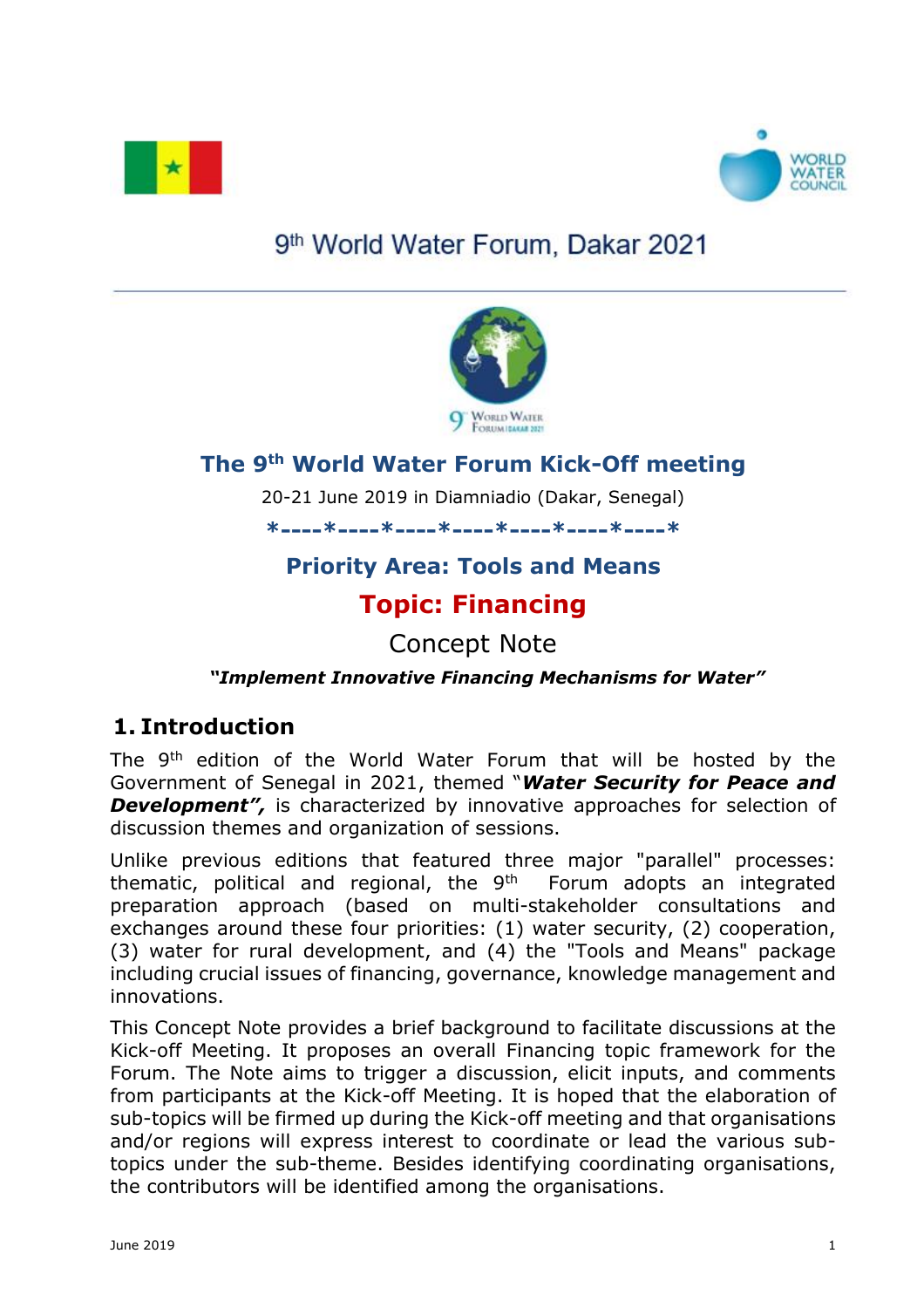9th World Water Forum, Dakar 2021

# The 9th World Water Forum Kick-Off meeting

20-21 June 2019 in Diamniadio (Dakar, Senegal)

*----*----*----*----*----*----*----*----*

## Priority Area: Tools and Means

## Topic: Financing

Concept Note

***"Implement Innovative Financing Mechanisms for Water"***

## 1. Introduction

The 9th edition of the World Water Forum that will be hosted by the Government of Senegal in 2021, themed "***Water Security for Peace and Development",*** is characterized by innovative approaches for selection of discussion themes and organization of sessions.

Unlike previous editions that featured three major "parallel" processes: thematic, political and regional, the 9th Forum adopts an integrated preparation approach (based on multi-stakeholder consultations and exchanges around these four priorities: (1) water security, (2) cooperation, (3) water for rural development, and (4) the "Tools and Means" package including crucial issues of financing, governance, knowledge management and innovations.

This Concept Note provides a brief background to facilitate discussions at the Kick-off Meeting. It proposes an overall Financing topic framework for the Forum. The Note aims to trigger a discussion, elicit inputs, and comments from participants at the Kick-off Meeting. It is hoped that the elaboration of sub-topics will be firmed up during the Kick-off meeting and that organisations and/or regions will express interest to coordinate or lead the various sub-topics under the sub-theme. Besides identifying coordinating organisations, the contributors will be identified among the organisations.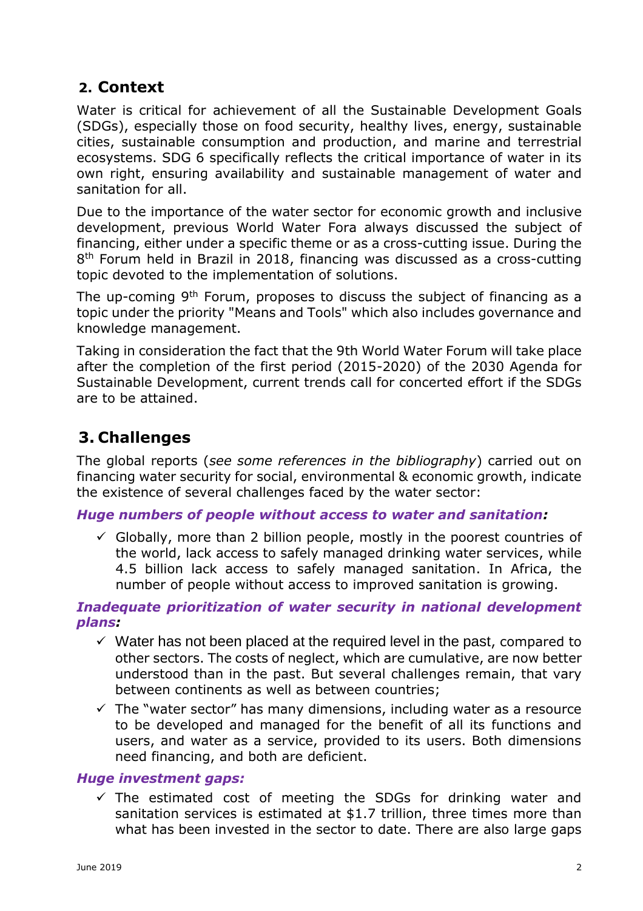## 2. Context

Water is critical for achievement of all the Sustainable Development Goals (SDGs), especially those on food security, healthy lives, energy, sustainable cities, sustainable consumption and production, and marine and terrestrial ecosystems. SDG 6 specifically reflects the critical importance of water in its own right, ensuring availability and sustainable management of water and sanitation for all.

Due to the importance of the water sector for economic growth and inclusive development, previous World Water Fora always discussed the subject of financing, either under a specific theme or as a cross-cutting issue. During the 8th Forum held in Brazil in 2018, financing was discussed as a cross-cutting topic devoted to the implementation of solutions.

The up-coming 9th Forum, proposes to discuss the subject of financing as a topic under the priority "Means and Tools" which also includes governance and knowledge management.

Taking in consideration the fact that the 9th World Water Forum will take place after the completion of the first period (2015-2020) of the 2030 Agenda for Sustainable Development, current trends call for concerted effort if the SDGs are to be attained.

## 3. Challenges

The global reports (*see some references in the bibliography*) carried out on financing water security for social, environmental & economic growth, indicate the existence of several challenges faced by the water sector:

***Huge numbers of people without access to water and sanitation:***

- ✓ Globally, more than 2 billion people, mostly in the poorest countries of the world, lack access to safely managed drinking water services, while 4.5 billion lack access to safely managed sanitation. In Africa, the number of people without access to improved sanitation is growing.

***Inadequate prioritization of water security in national development plans:***

- ✓ Water has not been placed at the required level in the past, compared to other sectors. The costs of neglect, which are cumulative, are now better understood than in the past. But several challenges remain, that vary between continents as well as between countries;
- ✓ The "water sector" has many dimensions, including water as a resource to be developed and managed for the benefit of all its functions and users, and water as a service, provided to its users. Both dimensions need financing, and both are deficient.

***Huge investment gaps:***

- ✓ The estimated cost of meeting the SDGs for drinking water and sanitation services is estimated at $1.7 trillion, three times more than what has been invested in the sector to date. There are also large gaps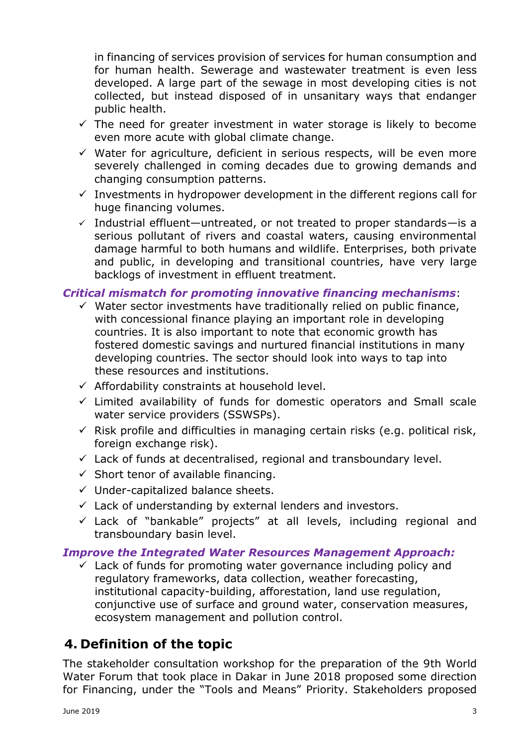in financing of services provision of services for human consumption and for human health. Sewerage and wastewater treatment is even less developed. A large part of the sewage in most developing cities is not collected, but instead disposed of in unsanitary ways that endanger public health.

- ✓ The need for greater investment in water storage is likely to become even more acute with global climate change.
- ✓ Water for agriculture, deficient in serious respects, will be even more severely challenged in coming decades due to growing demands and changing consumption patterns.
- ✓ Investments in hydropower development in the different regions call for huge financing volumes.
- ✓ Industrial effluent—untreated, or not treated to proper standards—is a serious pollutant of rivers and coastal waters, causing environmental damage harmful to both humans and wildlife. Enterprises, both private and public, in developing and transitional countries, have very large backlogs of investment in effluent treatment.

***Critical mismatch for promoting innovative financing mechanisms***:

- ✓ Water sector investments have traditionally relied on public finance, with concessional finance playing an important role in developing countries. It is also important to note that economic growth has fostered domestic savings and nurtured financial institutions in many developing countries. The sector should look into ways to tap into these resources and institutions.
- ✓ Affordability constraints at household level.
- ✓ Limited availability of funds for domestic operators and Small scale water service providers (SSWSPs).
- ✓ Risk profile and difficulties in managing certain risks (e.g. political risk, foreign exchange risk).
- ✓ Lack of funds at decentralised, regional and transboundary level.
- ✓ Short tenor of available financing.
- ✓ Under-capitalized balance sheets.
- ✓ Lack of understanding by external lenders and investors.
- ✓ Lack of "bankable" projects" at all levels, including regional and transboundary basin level.

***Improve the Integrated Water Resources Management Approach:***

- ✓ Lack of funds for promoting water governance including policy and regulatory frameworks, data collection, weather forecasting, institutional capacity-building, afforestation, land use regulation, conjunctive use of surface and ground water, conservation measures, ecosystem management and pollution control.

## 4. Definition of the topic

The stakeholder consultation workshop for the preparation of the 9th World Water Forum that took place in Dakar in June 2018 proposed some direction for Financing, under the "Tools and Means" Priority. Stakeholders proposed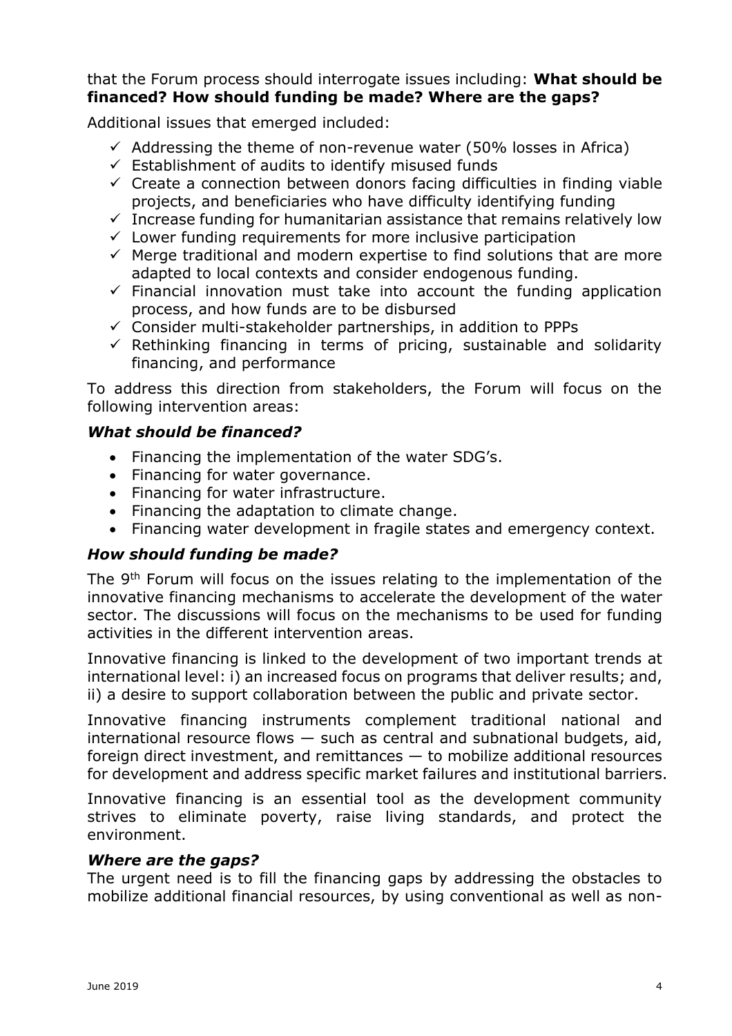that the Forum process should interrogate issues including: **What should be financed? How should funding be made? Where are the gaps?**

Additional issues that emerged included:

- ✓ Addressing the theme of non-revenue water (50% losses in Africa)
- ✓ Establishment of audits to identify misused funds
- ✓ Create a connection between donors facing difficulties in finding viable projects, and beneficiaries who have difficulty identifying funding
- ✓ Increase funding for humanitarian assistance that remains relatively low
- ✓ Lower funding requirements for more inclusive participation
- ✓ Merge traditional and modern expertise to find solutions that are more adapted to local contexts and consider endogenous funding.
- ✓ Financial innovation must take into account the funding application process, and how funds are to be disbursed
- ✓ Consider multi-stakeholder partnerships, in addition to PPPs
- ✓ Rethinking financing in terms of pricing, sustainable and solidarity financing, and performance

To address this direction from stakeholders, the Forum will focus on the following intervention areas:

### *What should be financed?*

- Financing the implementation of the water SDG's.
- Financing for water governance.
- Financing for water infrastructure.
- Financing the adaptation to climate change.
- Financing water development in fragile states and emergency context.

### *How should funding be made?*

The 9th Forum will focus on the issues relating to the implementation of the innovative financing mechanisms to accelerate the development of the water sector. The discussions will focus on the mechanisms to be used for funding activities in the different intervention areas.

Innovative financing is linked to the development of two important trends at international level: i) an increased focus on programs that deliver results; and, ii) a desire to support collaboration between the public and private sector.

Innovative financing instruments complement traditional national and international resource flows — such as central and subnational budgets, aid, foreign direct investment, and remittances — to mobilize additional resources for development and address specific market failures and institutional barriers.

Innovative financing is an essential tool as the development community strives to eliminate poverty, raise living standards, and protect the environment.

### *Where are the gaps?*

The urgent need is to fill the financing gaps by addressing the obstacles to mobilize additional financial resources, by using conventional as well as non-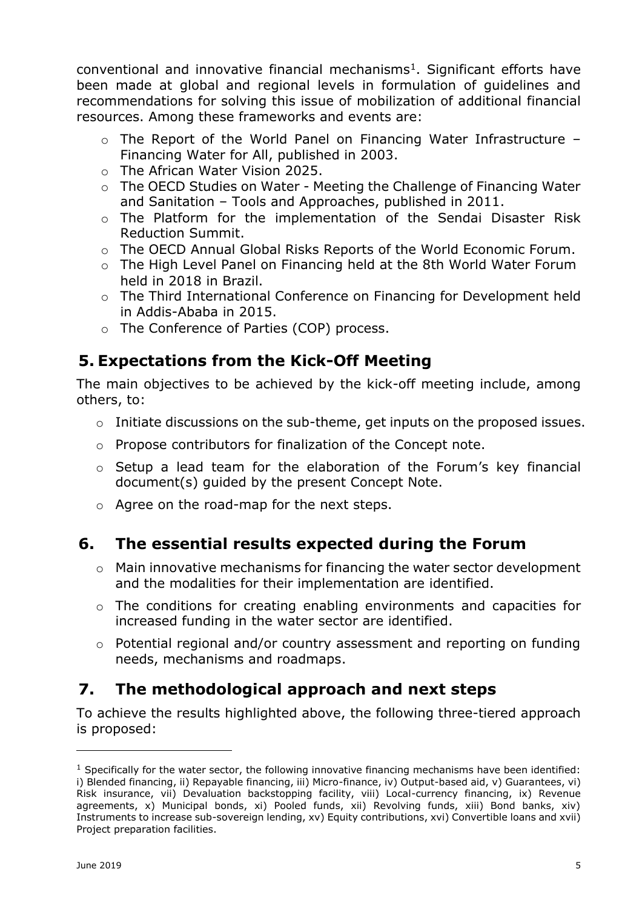conventional and innovative financial mechanisms[1]. Significant efforts have been made at global and regional levels in formulation of guidelines and recommendations for solving this issue of mobilization of additional financial resources. Among these frameworks and events are:

- The Report of the World Panel on Financing Water Infrastructure – Financing Water for All, published in 2003.
- The African Water Vision 2025.
- The OECD Studies on Water - Meeting the Challenge of Financing Water and Sanitation – Tools and Approaches, published in 2011.
- The Platform for the implementation of the Sendai Disaster Risk Reduction Summit.
- The OECD Annual Global Risks Reports of the World Economic Forum.
- The High Level Panel on Financing held at the 8th World Water Forum held in 2018 in Brazil.
- The Third International Conference on Financing for Development held in Addis-Ababa in 2015.
- The Conference of Parties (COP) process.

## 5. Expectations from the Kick-Off Meeting

The main objectives to be achieved by the kick-off meeting include, among others, to:

- Initiate discussions on the sub-theme, get inputs on the proposed issues.
- Propose contributors for finalization of the Concept note.
- Setup a lead team for the elaboration of the Forum's key financial document(s) guided by the present Concept Note.
- Agree on the road-map for the next steps.

## 6. The essential results expected during the Forum

- Main innovative mechanisms for financing the water sector development and the modalities for their implementation are identified.
- The conditions for creating enabling environments and capacities for increased funding in the water sector are identified.
- Potential regional and/or country assessment and reporting on funding needs, mechanisms and roadmaps.

## 7. The methodological approach and next steps

To achieve the results highlighted above, the following three-tiered approach is proposed:

---

[1] Specifically for the water sector, the following innovative financing mechanisms have been identified: i) Blended financing, ii) Repayable financing, iii) Micro-finance, iv) Output-based aid, v) Guarantees, vi) Risk insurance, vii) Devaluation backstopping facility, viii) Local-currency financing, ix) Revenue agreements, x) Municipal bonds, xi) Pooled funds, xii) Revolving funds, xiii) Bond banks, xiv) Instruments to increase sub-sovereign lending, xv) Equity contributions, xvi) Convertible loans and xvii) Project preparation facilities.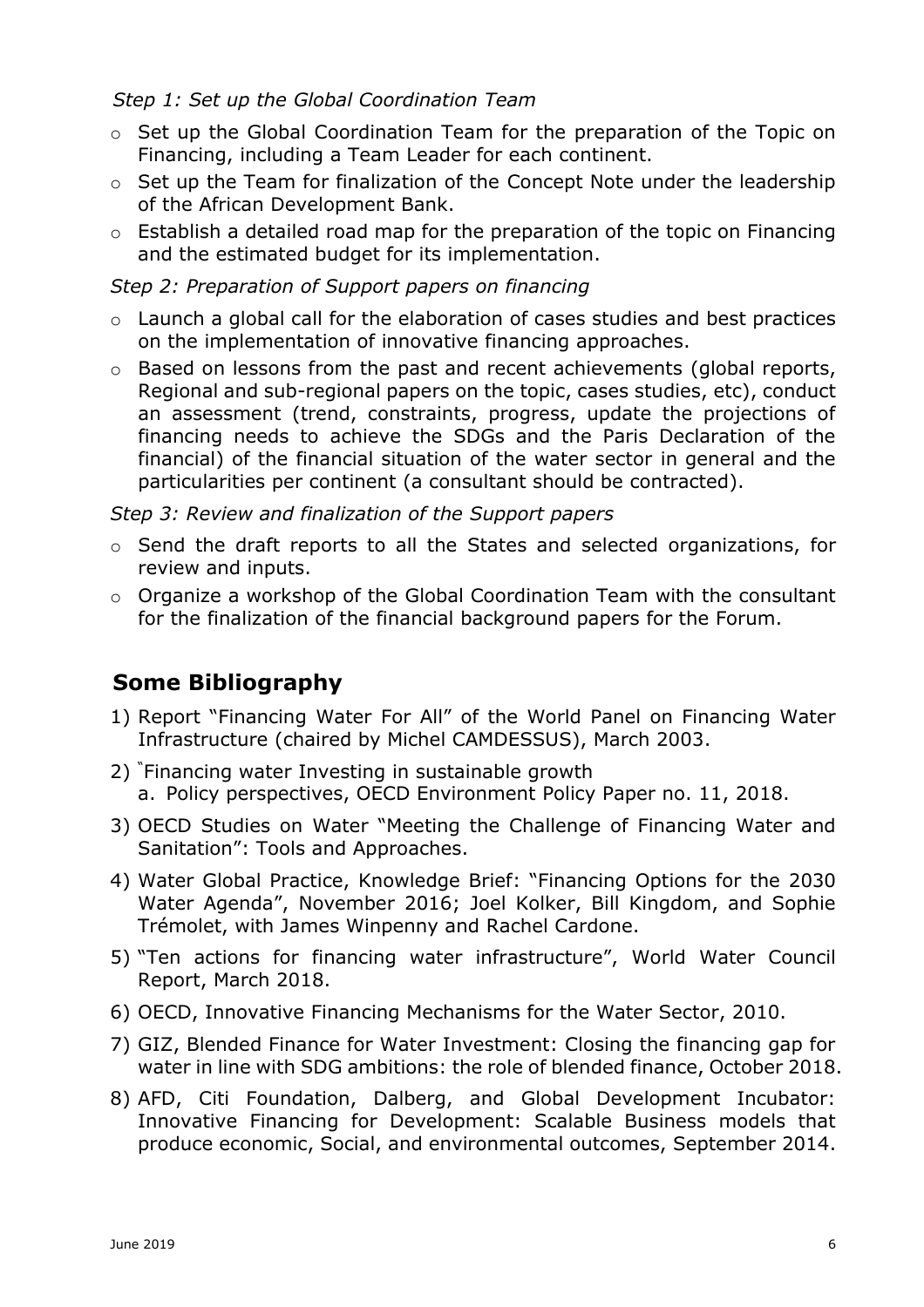*Step 1: Set up the Global Coordination Team*

- Set up the Global Coordination Team for the preparation of the Topic on Financing, including a Team Leader for each continent.
- Set up the Team for finalization of the Concept Note under the leadership of the African Development Bank.
- Establish a detailed road map for the preparation of the topic on Financing and the estimated budget for its implementation.

*Step 2: Preparation of Support papers on financing*

- Launch a global call for the elaboration of cases studies and best practices on the implementation of innovative financing approaches.
- Based on lessons from the past and recent achievements (global reports, Regional and sub-regional papers on the topic, cases studies, etc), conduct an assessment (trend, constraints, progress, update the projections of financing needs to achieve the SDGs and the Paris Declaration of the financial) of the financial situation of the water sector in general and the particularities per continent (a consultant should be contracted).

*Step 3: Review and finalization of the Support papers*

- Send the draft reports to all the States and selected organizations, for review and inputs.
- Organize a workshop of the Global Coordination Team with the consultant for the finalization of the financial background papers for the Forum.

## Some Bibliography

1) Report "Financing Water For All" of the World Panel on Financing Water Infrastructure (chaired by Michel CAMDESSUS), March 2003.
2) "Financing water Investing in sustainable growth
   a. Policy perspectives, OECD Environment Policy Paper no. 11, 2018.
3) OECD Studies on Water "Meeting the Challenge of Financing Water and Sanitation": Tools and Approaches.
4) Water Global Practice, Knowledge Brief: "Financing Options for the 2030 Water Agenda", November 2016; Joel Kolker, Bill Kingdom, and Sophie Trémolet, with James Winpenny and Rachel Cardone.
5) "Ten actions for financing water infrastructure", World Water Council Report, March 2018.
6) OECD, Innovative Financing Mechanisms for the Water Sector, 2010.
7) GIZ, Blended Finance for Water Investment: Closing the financing gap for water in line with SDG ambitions: the role of blended finance, October 2018.
8) AFD, Citi Foundation, Dalberg, and Global Development Incubator: Innovative Financing for Development: Scalable Business models that produce economic, Social, and environmental outcomes, September 2014.